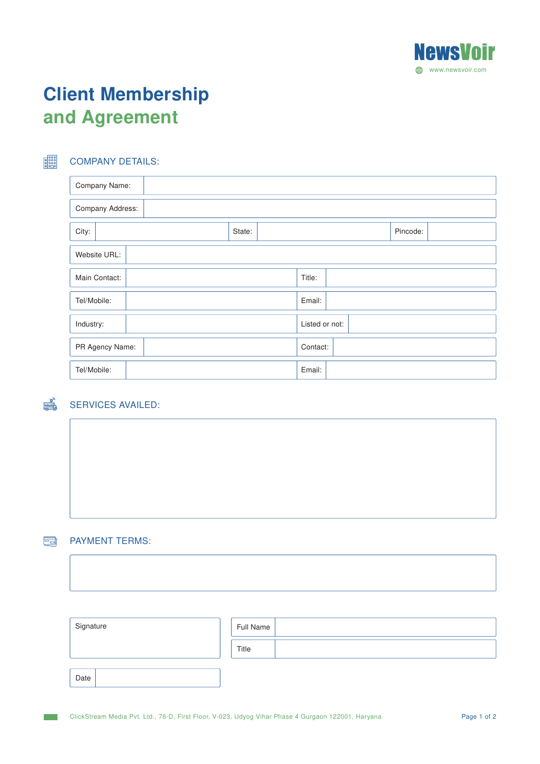NewsVoir

www.newsvoir.com

# Client Membership and Agreement

## COMPANY DETAILS:

| Company Name: | | | |
|---|---|---|---|
| Company Address: | | | |

| City: | | State: | | Pincode: | |
|---|---|---|---|---|---|

| Website URL: | | | |
|---|---|---|---|
| Main Contact: | | Title: | |
| Tel/Mobile: | | Email: | |
| Industry: | | Listed or not: | |
| PR Agency Name: | | Contact: | |
| Tel/Mobile: | | Email: | |

## SERVICES AVAILED:

## PAYMENT TERMS:

| Signature | |
|---|---|

| Full Name | |
|---|---|
| Title | |

| Date | |
|---|---|

ClickStream Media Pvt. Ltd., 76-D, First Floor, V-023, Udyog Vihar Phase 4 Gurgaon 122001, Haryana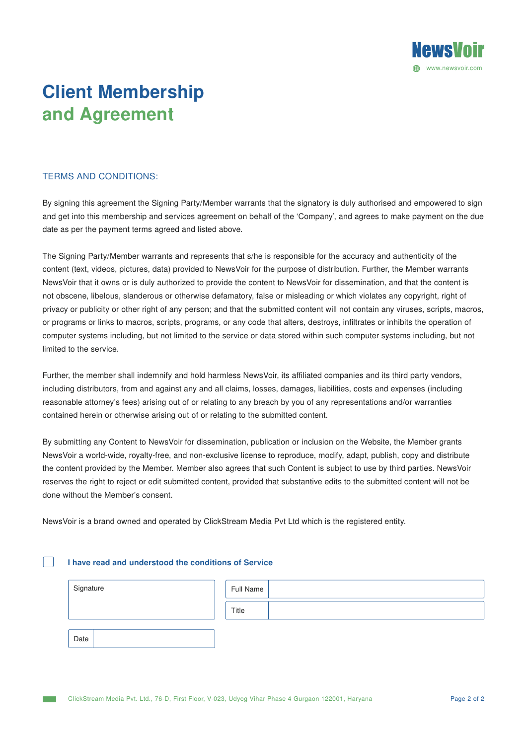# Client Membership and Agreement

## TERMS AND CONDITIONS:

By signing this agreement the Signing Party/Member warrants that the signatory is duly authorised and empowered to sign and get into this membership and services agreement on behalf of the 'Company', and agrees to make payment on the due date as per the payment terms agreed and listed above.

The Signing Party/Member warrants and represents that s/he is responsible for the accuracy and authenticity of the content (text, videos, pictures, data) provided to NewsVoir for the purpose of distribution. Further, the Member warrants NewsVoir that it owns or is duly authorized to provide the content to NewsVoir for dissemination, and that the content is not obscene, libelous, slanderous or otherwise defamatory, false or misleading or which violates any copyright, right of privacy or publicity or other right of any person; and that the submitted content will not contain any viruses, scripts, macros, or programs or links to macros, scripts, programs, or any code that alters, destroys, infiltrates or inhibits the operation of computer systems including, but not limited to the service or data stored within such computer systems including, but not limited to the service.

Further, the member shall indemnify and hold harmless NewsVoir, its affiliated companies and its third party vendors, including distributors, from and against any and all claims, losses, damages, liabilities, costs and expenses (including reasonable attorney's fees) arising out of or relating to any breach by you of any representations and/or warranties contained herein or otherwise arising out of or relating to the submitted content.

By submitting any Content to NewsVoir for dissemination, publication or inclusion on the Website, the Member grants NewsVoir a world-wide, royalty-free, and non-exclusive license to reproduce, modify, adapt, publish, copy and distribute the content provided by the Member. Member also agrees that such Content is subject to use by third parties. NewsVoir reserves the right to reject or edit submitted content, provided that substantive edits to the submitted content will not be done without the Member's consent.

NewsVoir is a brand owned and operated by ClickStream Media Pvt Ltd which is the registered entity.

☐ **I have read and understood the conditions of Service**

| | | | |
|---|---|---|---|
| Signature | | Full Name | |
| | | Title | |
| Date | | | |

ClickStream Media Pvt. Ltd., 76-D, First Floor, V-023, Udyog Vihar Phase 4 Gurgaon 122001, Haryana